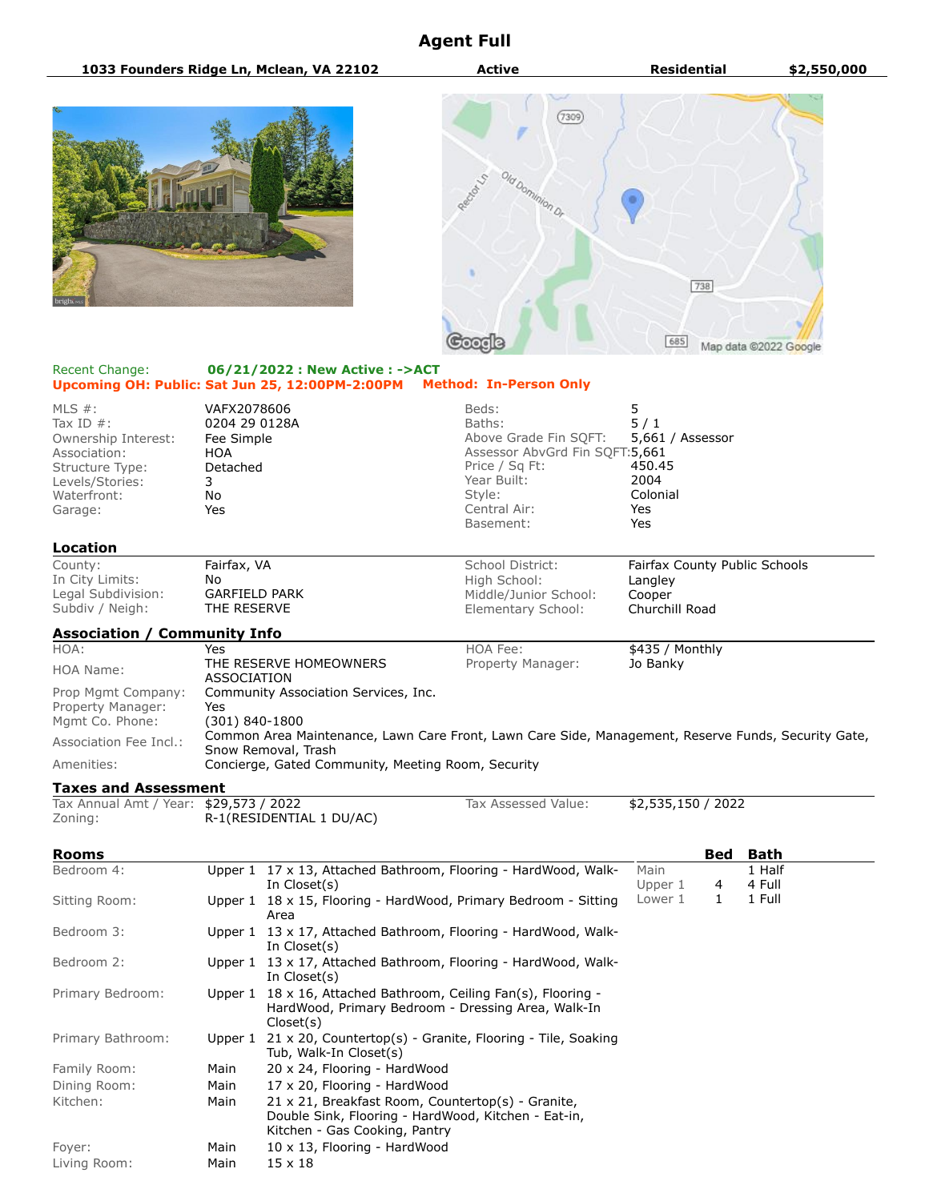# Agent Full

| 1033 Founders Ridge Ln, Mclean, VA 22102 | Active | Residential | $2,550,000 |
|---|---|---|---|

**Recent Change:** **06/21/2022 : New Active : ->ACT**
**Upcoming OH: Public: Sat Jun 25, 12:00PM-2:00PM** **Method: In-Person Only**

| | | | |
|---|---|---|---|
| MLS #: | VAFX2078606 | Beds: | 5 |
| Tax ID #: | 0204 29 0128A | Baths: | 5 / 1 |
| Ownership Interest: | Fee Simple | Above Grade Fin SQFT: | 5,661 / Assessor |
| Association: | HOA | Assessor AbvGrd Fin SQFT: | 5,661 |
| Structure Type: | Detached | Price / Sq Ft: | 450.45 |
| Levels/Stories: | 3 | Year Built: | 2004 |
| Waterfront: | No | Style: | Colonial |
| Garage: | Yes | Central Air: | Yes |
| | | Basement: | Yes |

## Location

| | | | |
|---|---|---|---|
| County: | Fairfax, VA | School District: | Fairfax County Public Schools |
| In City Limits: | No | High School: | Langley |
| Legal Subdivision: | GARFIELD PARK | Middle/Junior School: | Cooper |
| Subdiv / Neigh: | THE RESERVE | Elementary School: | Churchill Road |

## Association / Community Info

| | | | |
|---|---|---|---|
| HOA: | Yes | HOA Fee: | $435 / Monthly |
| HOA Name: | THE RESERVE HOMEOWNERS ASSOCIATION | Property Manager: | Jo Banky |
| Prop Mgmt Company: | Community Association Services, Inc. | | |
| Property Manager: | Yes | | |
| Mgmt Co. Phone: | (301) 840-1800 | | |
| Association Fee Incl.: | Common Area Maintenance, Lawn Care Front, Lawn Care Side, Management, Reserve Funds, Security Gate, Snow Removal, Trash | | |
| Amenities: | Concierge, Gated Community, Meeting Room, Security | | |

## Taxes and Assessment

| | | | |
|---|---|---|---|
| Tax Annual Amt / Year: | $29,573 / 2022 | Tax Assessed Value: | $2,535,150 / 2022 |
| Zoning: | R-1(RESIDENTIAL 1 DU/AC) | | |

## Rooms

| Room | Level | Details |
|---|---|---|
| Bedroom 4: | Upper 1 | 17 x 13, Attached Bathroom, Flooring - HardWood, Walk-In Closet(s) |
| Sitting Room: | Upper 1 | 18 x 15, Flooring - HardWood, Primary Bedroom - Sitting Area |
| Bedroom 3: | Upper 1 | 13 x 17, Attached Bathroom, Flooring - HardWood, Walk-In Closet(s) |
| Bedroom 2: | Upper 1 | 13 x 17, Attached Bathroom, Flooring - HardWood, Walk-In Closet(s) |
| Primary Bedroom: | Upper 1 | 18 x 16, Attached Bathroom, Ceiling Fan(s), Flooring - HardWood, Primary Bedroom - Dressing Area, Walk-In Closet(s) |
| Primary Bathroom: | Upper 1 | 21 x 20, Countertop(s) - Granite, Flooring - Tile, Soaking Tub, Walk-In Closet(s) |
| Family Room: | Main | 20 x 24, Flooring - HardWood |
| Dining Room: | Main | 17 x 20, Flooring - HardWood |
| Kitchen: | Main | 21 x 21, Breakfast Room, Countertop(s) - Granite, Double Sink, Flooring - HardWood, Kitchen - Eat-in, Kitchen - Gas Cooking, Pantry |
| Foyer: | Main | 10 x 13, Flooring - HardWood |
| Living Room: | Main | 15 x 18 |

| | Bed | Bath |
|---|---|---|
| Main | | 1 Half |
| Upper 1 | 4 | 4 Full |
| Lower 1 | 1 | 1 Full |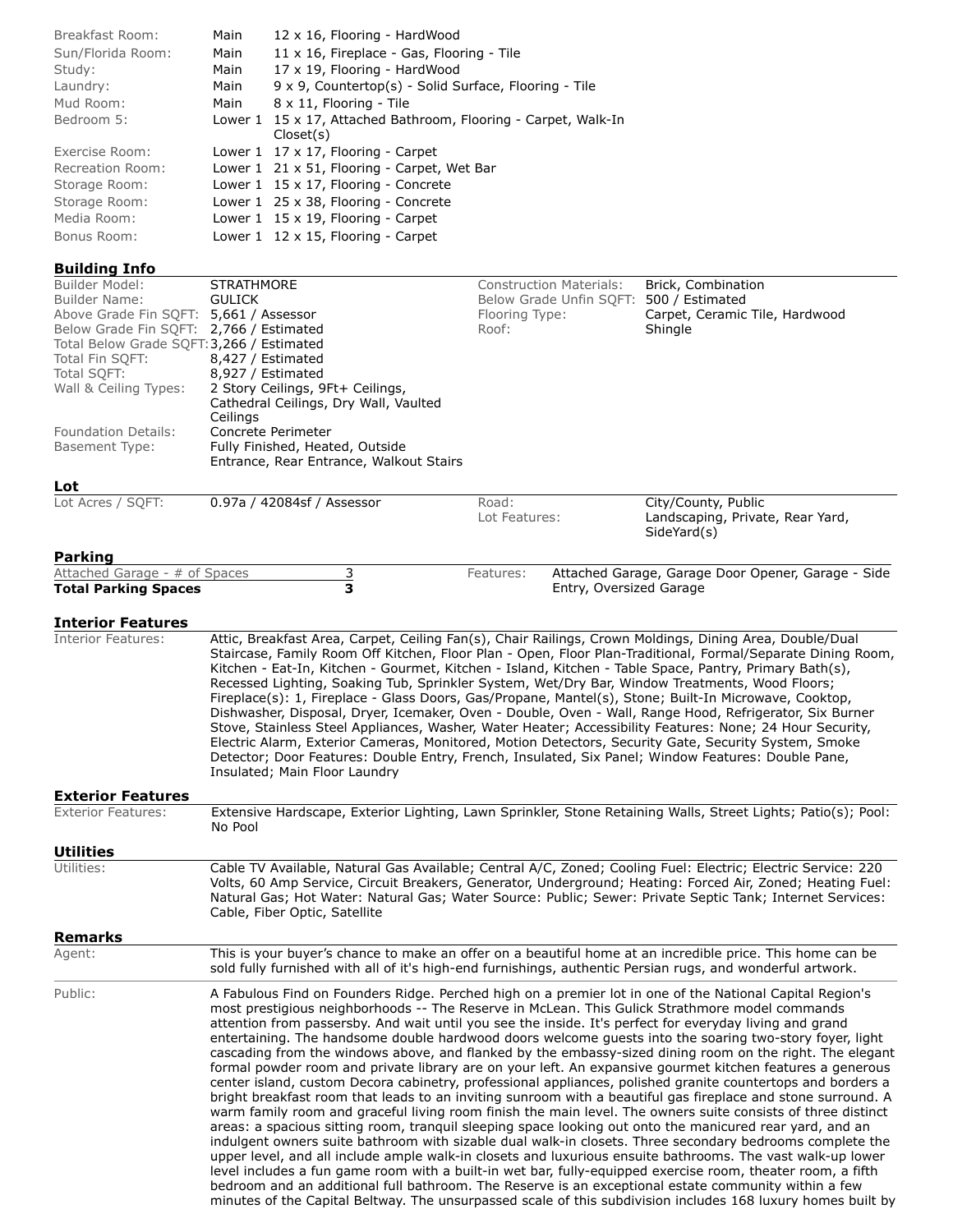| | | |
|---|---|---|
| Breakfast Room: | Main | 12 x 16, Flooring - HardWood |
| Sun/Florida Room: | Main | 11 x 16, Fireplace - Gas, Flooring - Tile |
| Study: | Main | 17 x 19, Flooring - HardWood |
| Laundry: | Main | 9 x 9, Countertop(s) - Solid Surface, Flooring - Tile |
| Mud Room: | Main | 8 x 11, Flooring - Tile |
| Bedroom 5: | Lower 1 | 15 x 17, Attached Bathroom, Flooring - Carpet, Walk-In Closet(s) |
| Exercise Room: | Lower 1 | 17 x 17, Flooring - Carpet |
| Recreation Room: | Lower 1 | 21 x 51, Flooring - Carpet, Wet Bar |
| Storage Room: | Lower 1 | 15 x 17, Flooring - Concrete |
| Storage Room: | Lower 1 | 25 x 38, Flooring - Concrete |
| Media Room: | Lower 1 | 15 x 19, Flooring - Carpet |
| Bonus Room: | Lower 1 | 12 x 15, Flooring - Carpet |

## Building Info

| | | | |
|---|---|---|---|
| Builder Model: | STRATHMORE | Construction Materials: | Brick, Combination |
| Builder Name: | GULICK | Below Grade Unfin SQFT: | 500 / Estimated |
| Above Grade Fin SQFT: | 5,661 / Assessor | Flooring Type: | Carpet, Ceramic Tile, Hardwood |
| Below Grade Fin SQFT: | 2,766 / Estimated | Roof: | Shingle |
| Total Below Grade SQFT: | 3,266 / Estimated | | |
| Total Fin SQFT: | 8,427 / Estimated | | |
| Total SQFT: | 8,927 / Estimated | | |
| Wall & Ceiling Types: | 2 Story Ceilings, 9Ft+ Ceilings, Cathedral Ceilings, Dry Wall, Vaulted Ceilings | | |
| Foundation Details: | Concrete Perimeter | | |
| Basement Type: | Fully Finished, Heated, Outside Entrance, Rear Entrance, Walkout Stairs | | |

## Lot

| | | | |
|---|---|---|---|
| Lot Acres / SQFT: | 0.97a / 42084sf / Assessor | Road: | City/County, Public |
| | | Lot Features: | Landscaping, Private, Rear Yard, SideYard(s) |

## Parking

| | | | |
|---|---|---|---|
| Attached Garage - # of Spaces | 3 | Features: | Attached Garage, Garage Door Opener, Garage - Side Entry, Oversized Garage |
| **Total Parking Spaces** | **3** | | |

## Interior Features

Interior Features: Attic, Breakfast Area, Carpet, Ceiling Fan(s), Chair Railings, Crown Moldings, Dining Area, Double/Dual Staircase, Family Room Off Kitchen, Floor Plan - Open, Floor Plan-Traditional, Formal/Separate Dining Room, Kitchen - Eat-In, Kitchen - Gourmet, Kitchen - Island, Kitchen - Table Space, Pantry, Primary Bath(s), Recessed Lighting, Soaking Tub, Sprinkler System, Wet/Dry Bar, Window Treatments, Wood Floors; Fireplace(s): 1, Fireplace - Glass Doors, Gas/Propane, Mantel(s), Stone; Built-In Microwave, Cooktop, Dishwasher, Disposal, Dryer, Icemaker, Oven - Double, Oven - Wall, Range Hood, Refrigerator, Six Burner Stove, Stainless Steel Appliances, Washer, Water Heater; Accessibility Features: None; 24 Hour Security, Electric Alarm, Exterior Cameras, Monitored, Motion Detectors, Security Gate, Security System, Smoke Detector; Door Features: Double Entry, French, Insulated, Six Panel; Window Features: Double Pane, Insulated; Main Floor Laundry

## Exterior Features

Exterior Features: Extensive Hardscape, Exterior Lighting, Lawn Sprinkler, Stone Retaining Walls, Street Lights; Patio(s); Pool: No Pool

## Utilities

Utilities: Cable TV Available, Natural Gas Available; Central A/C, Zoned; Cooling Fuel: Electric; Electric Service: 220 Volts, 60 Amp Service, Circuit Breakers, Generator, Underground; Heating: Forced Air, Zoned; Heating Fuel: Natural Gas; Hot Water: Natural Gas; Water Source: Public; Sewer: Private Septic Tank; Internet Services: Cable, Fiber Optic, Satellite

## Remarks

Agent: This is your buyer's chance to make an offer on a beautiful home at an incredible price. This home can be sold fully furnished with all of it's high-end furnishings, authentic Persian rugs, and wonderful artwork.

Public: A Fabulous Find on Founders Ridge. Perched high on a premier lot in one of the National Capital Region's most prestigious neighborhoods -- The Reserve in McLean. This Gulick Strathmore model commands attention from passersby. And wait until you see the inside. It's perfect for everyday living and grand entertaining. The handsome double hardwood doors welcome guests into the soaring two-story foyer, light cascading from the windows above, and flanked by the embassy-sized dining room on the right. The elegant formal powder room and private library are on your left. An expansive gourmet kitchen features a generous center island, custom Decora cabinetry, professional appliances, polished granite countertops and borders a bright breakfast room that leads to an inviting sunroom with a beautiful gas fireplace and stone surround. A warm family room and graceful living room finish the main level. The owners suite consists of three distinct areas: a spacious sitting room, tranquil sleeping space looking out onto the manicured rear yard, and an indulgent owners suite bathroom with sizable dual walk-in closets. Three secondary bedrooms complete the upper level, and all include ample walk-in closets and luxurious ensuite bathrooms. The vast walk-up lower level includes a fun game room with a built-in wet bar, fully-equipped exercise room, theater room, a fifth bedroom and an additional full bathroom. The Reserve is an exceptional estate community within a few minutes of the Capital Beltway. The unsurpassed scale of this subdivision includes 168 luxury homes built by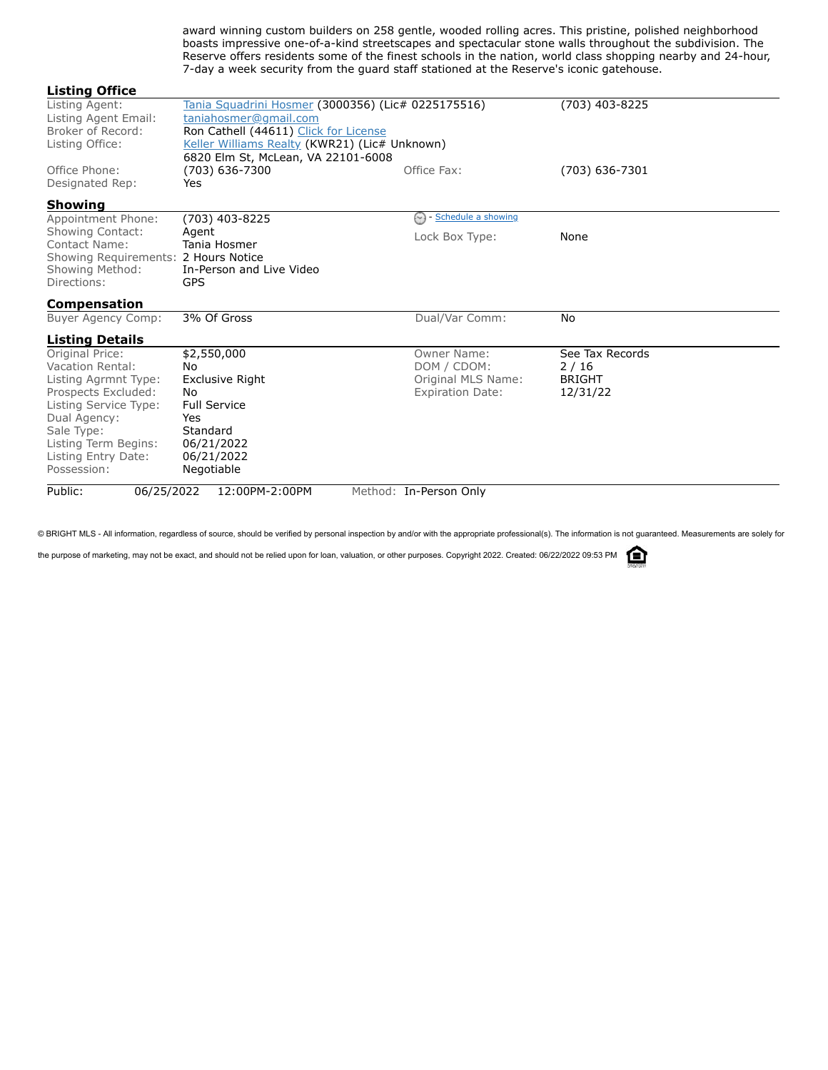award winning custom builders on 258 gentle, wooded rolling acres. This pristine, polished neighborhood boasts impressive one-of-a-kind streetscapes and spectacular stone walls throughout the subdivision. The Reserve offers residents some of the finest schools in the nation, world class shopping nearby and 24-hour, 7-day a week security from the guard staff stationed at the Reserve's iconic gatehouse.

## Listing Office

| | | | |
|---|---|---|---|
| Listing Agent: | Tania Squadrini Hosmer (3000356) (Lic# 0225175516) | | (703) 403-8225 |
| Listing Agent Email: | taniahosmer@gmail.com | | |
| Broker of Record: | Ron Cathell (44611) Click for License | | |
| Listing Office: | Keller Williams Realty (KWR21) (Lic# Unknown) 6820 Elm St, McLean, VA 22101-6008 | | |
| Office Phone: | (703) 636-7300 | Office Fax: | (703) 636-7301 |
| Designated Rep: | Yes | | |

## Showing

| | | | |
|---|---|---|---|
| Appointment Phone: | (703) 403-8225 | - Schedule a showing | |
| Showing Contact: | Agent | Lock Box Type: | None |
| Contact Name: | Tania Hosmer | | |
| Showing Requirements: | 2 Hours Notice | | |
| Showing Method: | In-Person and Live Video | | |
| Directions: | GPS | | |

## Compensation

| | | | |
|---|---|---|---|
| Buyer Agency Comp: | 3% Of Gross | Dual/Var Comm: | No |

## Listing Details

| | | | |
|---|---|---|---|
| Original Price: | $2,550,000 | Owner Name: | See Tax Records |
| Vacation Rental: | No | DOM / CDOM: | 2 / 16 |
| Listing Agrmnt Type: | Exclusive Right | Original MLS Name: | BRIGHT |
| Prospects Excluded: | No | Expiration Date: | 12/31/22 |
| Listing Service Type: | Full Service | | |
| Dual Agency: | Yes | | |
| Sale Type: | Standard | | |
| Listing Term Begins: | 06/21/2022 | | |
| Listing Entry Date: | 06/21/2022 | | |
| Possession: | Negotiable | | |

| | | | | |
|---|---|---|---|---|
| Public: | 06/25/2022 | 12:00PM-2:00PM | Method: | In-Person Only |

© BRIGHT MLS - All information, regardless of source, should be verified by personal inspection by and/or with the appropriate professional(s). The information is not guaranteed. Measurements are solely for the purpose of marketing, may not be exact, and should not be relied upon for loan, valuation, or other purposes. Copyright 2022. Created: 06/22/2022 09:53 PM